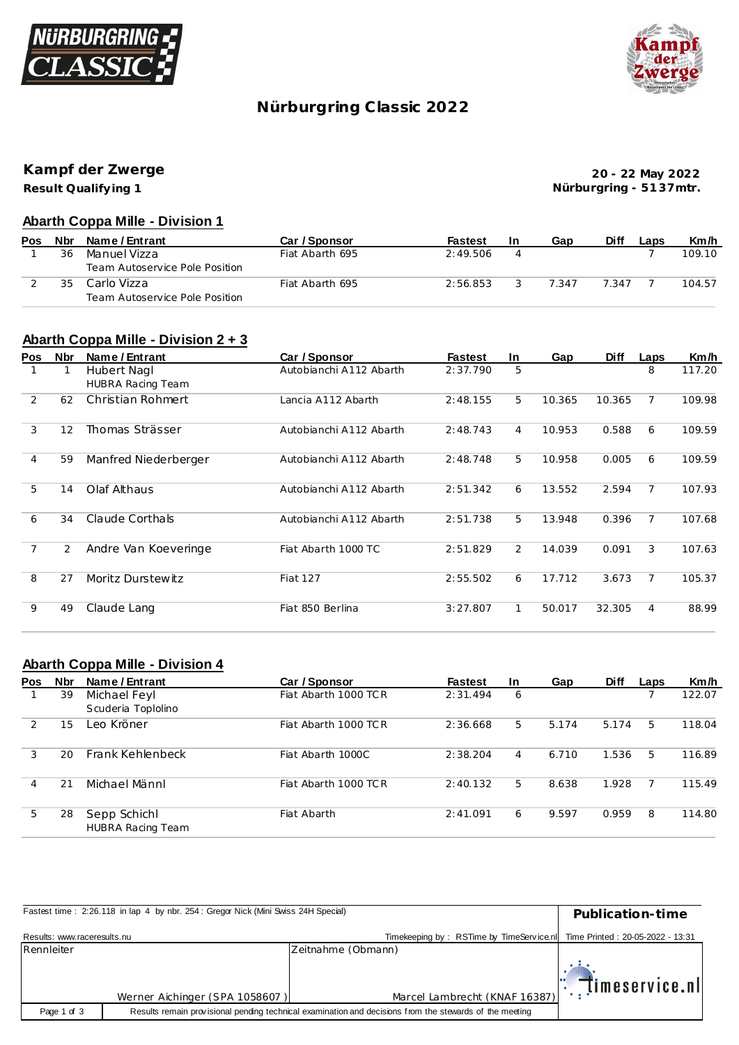# Nürburgring Classic 2022

## Kampf der Zwerge

**Result Qualifying 1**

**20 - 22 May 2022**
**Nürburgring - 5137mtr.**

### Abarth Coppa Mille - Division 1

| Pos | Nbr | Name / Entrant | Car / Sponsor | Fastest | In | Gap | Diff | Laps | Km/h |
|---|---|---|---|---|---|---|---|---|---|
| 1 | 36 | Manuel Vizza<br>Team Autoservice Pole Position | Fiat Abarth 695 | 2:49.506 | 4 | | | 7 | 109.10 |
| 2 | 35 | Carlo Vizza<br>Team Autoservice Pole Position | Fiat Abarth 695 | 2:56.853 | 3 | 7.347 | 7.347 | 7 | 104.57 |

### Abarth Coppa Mille - Division 2 + 3

| Pos | Nbr | Name / Entrant | Car / Sponsor | Fastest | In | Gap | Diff | Laps | Km/h |
|---|---|---|---|---|---|---|---|---|---|
| 1 | 1 | Hubert Nagl<br>HUBRA Racing Team | Autobianchi A112 Abarth | 2:37.790 | 5 | | | 8 | 117.20 |
| 2 | 62 | Christian Rohmert | Lancia A112 Abarth | 2:48.155 | 5 | 10.365 | 10.365 | 7 | 109.98 |
| 3 | 12 | Thomas Strässer | Autobianchi A112 Abarth | 2:48.743 | 4 | 10.953 | 0.588 | 6 | 109.59 |
| 4 | 59 | Manfred Niederberger | Autobianchi A112 Abarth | 2:48.748 | 5 | 10.958 | 0.005 | 6 | 109.59 |
| 5 | 14 | Olaf Althaus | Autobianchi A112 Abarth | 2:51.342 | 6 | 13.552 | 2.594 | 7 | 107.93 |
| 6 | 34 | Claude Corthals | Autobianchi A112 Abarth | 2:51.738 | 5 | 13.948 | 0.396 | 7 | 107.68 |
| 7 | 2 | Andre Van Koeveringe | Fiat Abarth 1000 TC | 2:51.829 | 2 | 14.039 | 0.091 | 3 | 107.63 |
| 8 | 27 | Moritz Durstewitz | Fiat 127 | 2:55.502 | 6 | 17.712 | 3.673 | 7 | 105.37 |
| 9 | 49 | Claude Lang | Fiat 850 Berlina | 3:27.807 | 1 | 50.017 | 32.305 | 4 | 88.99 |

### Abarth Coppa Mille - Division 4

| Pos | Nbr | Name / Entrant | Car / Sponsor | Fastest | In | Gap | Diff | Laps | Km/h |
|---|---|---|---|---|---|---|---|---|---|
| 1 | 39 | Michael Feyl<br>Scuderia Toplolino | Fiat Abarth 1000 TCR | 2:31.494 | 6 | | | 7 | 122.07 |
| 2 | 15 | Leo Kröner | Fiat Abarth 1000 TCR | 2:36.668 | 5 | 5.174 | 5.174 | 5 | 118.04 |
| 3 | 20 | Frank Kehlenbeck | Fiat Abarth 1000C | 2:38.204 | 4 | 6.710 | 1.536 | 5 | 116.89 |
| 4 | 21 | Michael Männl | Fiat Abarth 1000 TCR | 2:40.132 | 5 | 8.638 | 1.928 | 7 | 115.49 |
| 5 | 28 | Sepp Schichl<br>HUBRA Racing Team | Fiat Abarth | 2:41.091 | 6 | 9.597 | 0.959 | 8 | 114.80 |

Fastest time : 2:26.118 in lap 4 by nbr. 254 : Gregor Nick (Mini Swiss 24H Special)

**Publication-time**

Results: www.raceresults.nu

Timekeeping by : RSTime by TimeService.nl

Time Printed : 20-05-2022 - 13:31

| Rennleiter | Zeitnahme (Obmann) |
|---|---|
| Werner Aichinger (SPA 1058607) | Marcel Lambrecht (KNAF 16387) |

Results remain provisional pending technical examination and decisions from the stewards of the meeting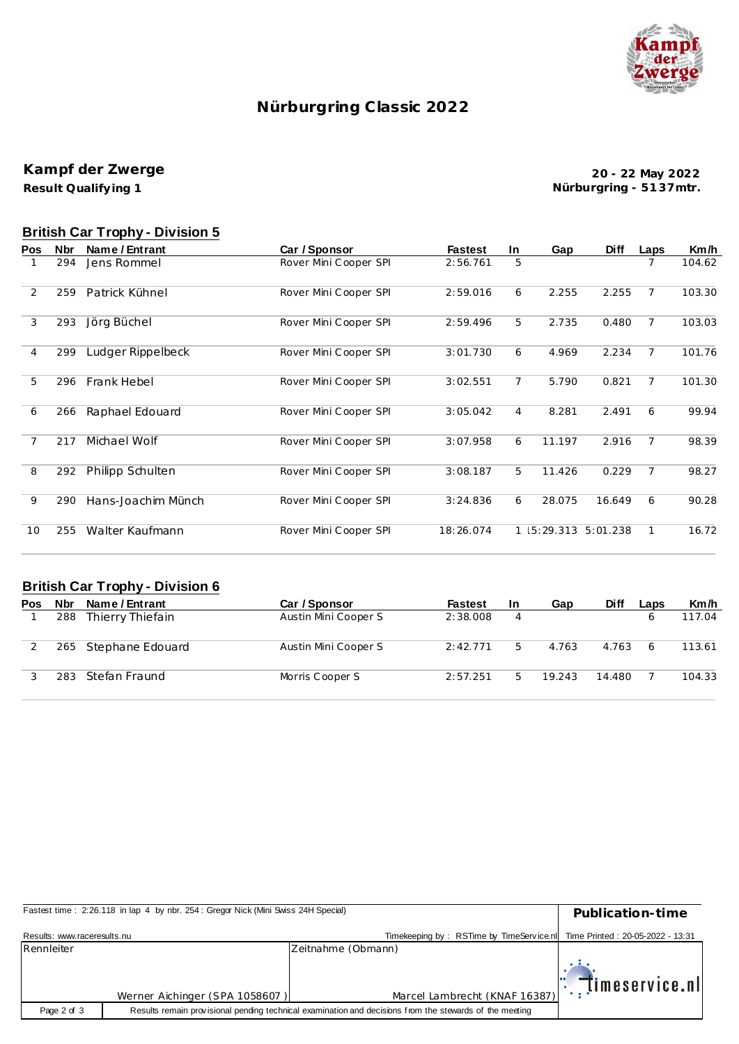# Nürburgring Classic 2022

## Kampf der Zwerge

**Result Qualifying 1**

**20 - 22 May 2022**
**Nürburgring - 5137mtr.**

### British Car Trophy - Division 5

| Pos | Nbr | Name / Entrant | Car / Sponsor | Fastest | In | Gap | Diff | Laps | Km/h |
|---|---|---|---|---|---|---|---|---|---|
| 1 | 294 | Jens Rommel | Rover Mini Cooper SPI | 2:56.761 | 5 | | | 7 | 104.62 |
| 2 | 259 | Patrick Kühnel | Rover Mini Cooper SPI | 2:59.016 | 6 | 2.255 | 2.255 | 7 | 103.30 |
| 3 | 293 | Jörg Büchel | Rover Mini Cooper SPI | 2:59.496 | 5 | 2.735 | 0.480 | 7 | 103.03 |
| 4 | 299 | Ludger Rippelbeck | Rover Mini Cooper SPI | 3:01.730 | 6 | 4.969 | 2.234 | 7 | 101.76 |
| 5 | 296 | Frank Hebel | Rover Mini Cooper SPI | 3:02.551 | 7 | 5.790 | 0.821 | 7 | 101.30 |
| 6 | 266 | Raphael Edouard | Rover Mini Cooper SPI | 3:05.042 | 4 | 8.281 | 2.491 | 6 | 99.94 |
| 7 | 217 | Michael Wolf | Rover Mini Cooper SPI | 3:07.958 | 6 | 11.197 | 2.916 | 7 | 98.39 |
| 8 | 292 | Philipp Schulten | Rover Mini Cooper SPI | 3:08.187 | 5 | 11.426 | 0.229 | 7 | 98.27 |
| 9 | 290 | Hans-Joachim Münch | Rover Mini Cooper SPI | 3:24.836 | 6 | 28.075 | 16.649 | 6 | 90.28 |
| 10 | 255 | Walter Kaufmann | Rover Mini Cooper SPI | 18:26.074 | 1 | 15:29.313 | 5:01.238 | 1 | 16.72 |

### British Car Trophy - Division 6

| Pos | Nbr | Name / Entrant | Car / Sponsor | Fastest | In | Gap | Diff | Laps | Km/h |
|---|---|---|---|---|---|---|---|---|---|
| 1 | 288 | Thierry Thiefain | Austin Mini Cooper S | 2:38.008 | 4 | | | 6 | 117.04 |
| 2 | 265 | Stephane Edouard | Austin Mini Cooper S | 2:42.771 | 5 | 4.763 | 4.763 | 6 | 113.61 |
| 3 | 283 | Stefan Fraund | Morris Cooper S | 2:57.251 | 5 | 19.243 | 14.480 | 7 | 104.33 |

Fastest time : 2:26.118 in lap 4 by nbr. 254 : Gregor Nick (Mini Swiss 24H Special)

**Publication-time**

Results: www.raceresults.nu

Timekeeping by : RSTime by TimeService.nl

Time Printed : 20-05-2022 - 13:31

| Rennleiter | Zeitnahme (Obmann) |
|---|---|
| Werner Aichinger (SPA 1058607 ) | Marcel Lambrecht (KNAF 16387) |

Results remain provisional pending technical examination and decisions from the stewards of the meeting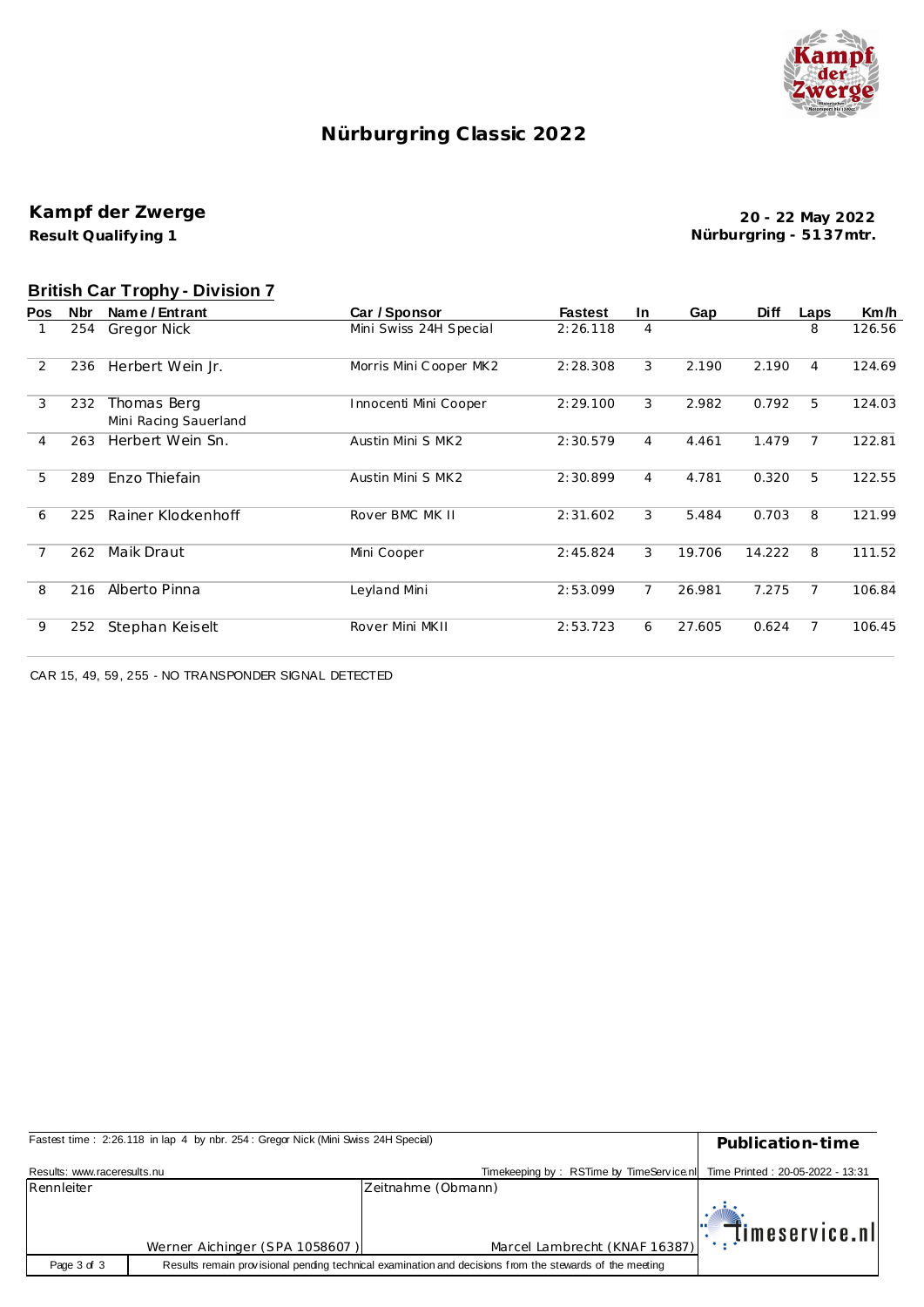# Nürburgring Classic 2022

## Kampf der Zwerge

**Result Qualifying 1**

**20 - 22 May 2022**
**Nürburgring - 5137mtr.**

### British Car Trophy - Division 7

| Pos | Nbr | Name / Entrant | Car / Sponsor | Fastest | In | Gap | Diff | Laps | Km/h |
|---|---|---|---|---|---|---|---|---|---|
| 1 | 254 | Gregor Nick | Mini Swiss 24H Special | 2:26.118 | 4 | | | 8 | 126.56 |
| 2 | 236 | Herbert Wein Jr. | Morris Mini Cooper MK2 | 2:28.308 | 3 | 2.190 | 2.190 | 4 | 124.69 |
| 3 | 232 | Thomas Berg<br>Mini Racing Sauerland | Innocenti Mini Cooper | 2:29.100 | 3 | 2.982 | 0.792 | 5 | 124.03 |
| 4 | 263 | Herbert Wein Sn. | Austin Mini S MK2 | 2:30.579 | 4 | 4.461 | 1.479 | 7 | 122.81 |
| 5 | 289 | Enzo Thiefain | Austin Mini S MK2 | 2:30.899 | 4 | 4.781 | 0.320 | 5 | 122.55 |
| 6 | 225 | Rainer Klockenhoff | Rover BMC MK II | 2:31.602 | 3 | 5.484 | 0.703 | 8 | 121.99 |
| 7 | 262 | Maik Draut | Mini Cooper | 2:45.824 | 3 | 19.706 | 14.222 | 8 | 111.52 |
| 8 | 216 | Alberto Pinna | Leyland Mini | 2:53.099 | 7 | 26.981 | 7.275 | 7 | 106.84 |
| 9 | 252 | Stephan Keiselt | Rover Mini MKII | 2:53.723 | 6 | 27.605 | 0.624 | 7 | 106.45 |

CAR 15, 49, 59, 255 - NO TRANSPONDER SIGNAL DETECTED

Fastest time : 2:26.118 in lap 4 by nbr. 254 : Gregor Nick (Mini Swiss 24H Special)

**Publication-time**

Results: www.raceresults.nu

Timekeeping by : RSTime by TimeService.nl

Time Printed : 20-05-2022 - 13:31

| Rennleiter | Zeitnahme (Obmann) |
|---|---|
| Werner Aichinger (SPA 1058607 ) | Marcel Lambrecht (KNAF 16387) |

Results remain provisional pending technical examination and decisions from the stewards of the meeting